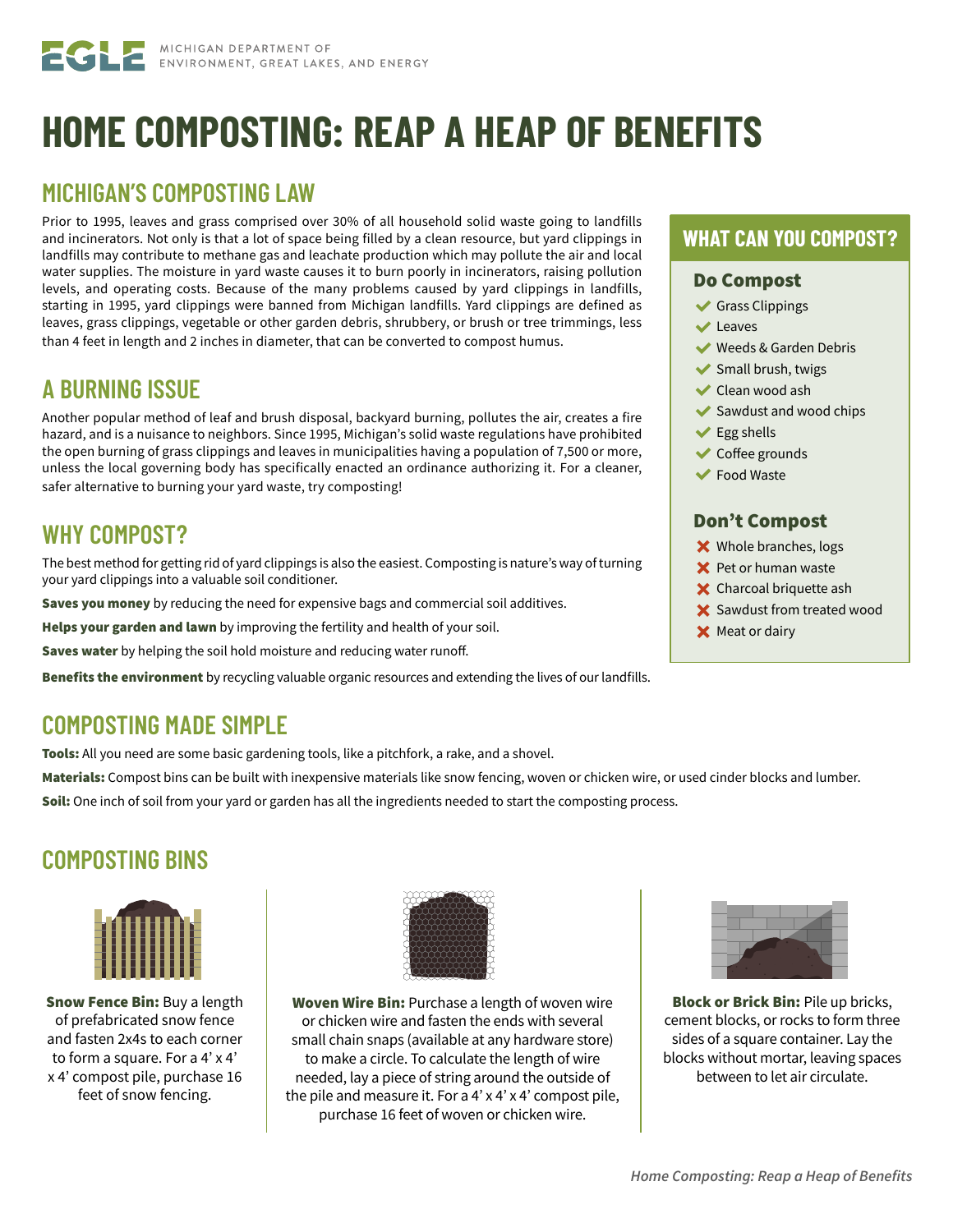MICHIGAN DEPARTMENT OF ENVIRONMENT, GREAT LAKES, AND ENERGY

# HOME COMPOSTING: REAP A HEAP OF BENEFITS

## MICHIGAN'S COMPOSTING LAW

Prior to 1995, leaves and grass comprised over 30% of all household solid waste going to landfills and incinerators. Not only is that a lot of space being filled by a clean resource, but yard clippings in landfills may contribute to methane gas and leachate production which may pollute the air and local water supplies. The moisture in yard waste causes it to burn poorly in incinerators, raising pollution levels, and operating costs. Because of the many problems caused by yard clippings in landfills, starting in 1995, yard clippings were banned from Michigan landfills. Yard clippings are defined as leaves, grass clippings, vegetable or other garden debris, shrubbery, or brush or tree trimmings, less than 4 feet in length and 2 inches in diameter, that can be converted to compost humus.

## A BURNING ISSUE

Another popular method of leaf and brush disposal, backyard burning, pollutes the air, creates a fire hazard, and is a nuisance to neighbors. Since 1995, Michigan's solid waste regulations have prohibited the open burning of grass clippings and leaves in municipalities having a population of 7,500 or more, unless the local governing body has specifically enacted an ordinance authorizing it. For a cleaner, safer alternative to burning your yard waste, try composting!

## WHY COMPOST?

The best method for getting rid of yard clippings is also the easiest. Composting is nature's way of turning your yard clippings into a valuable soil conditioner.

**Saves you money** by reducing the need for expensive bags and commercial soil additives.

**Helps your garden and lawn** by improving the fertility and health of your soil.

**Saves water** by helping the soil hold moisture and reducing water runoff.

**Benefits the environment** by recycling valuable organic resources and extending the lives of our landfills.

## WHAT CAN YOU COMPOST?

### Do Compost

- ✔ Grass Clippings
- ✔ Leaves
- ✔ Weeds & Garden Debris
- ✔ Small brush, twigs
- ✔ Clean wood ash
- ✔ Sawdust and wood chips
- ✔ Egg shells
- ✔ Coffee grounds
- ✔ Food Waste

### Don't Compost

- ✘ Whole branches, logs
- ✘ Pet or human waste
- ✘ Charcoal briquette ash
- ✘ Sawdust from treated wood
- ✘ Meat or dairy

## COMPOSTING MADE SIMPLE

**Tools:** All you need are some basic gardening tools, like a pitchfork, a rake, and a shovel.

**Materials:** Compost bins can be built with inexpensive materials like snow fencing, woven or chicken wire, or used cinder blocks and lumber.

**Soil:** One inch of soil from your yard or garden has all the ingredients needed to start the composting process.

## COMPOSTING BINS

**Snow Fence Bin:** Buy a length of prefabricated snow fence and fasten 2x4s to each corner to form a square. For a 4' x 4' x 4' compost pile, purchase 16 feet of snow fencing.

**Woven Wire Bin:** Purchase a length of woven wire or chicken wire and fasten the ends with several small chain snaps (available at any hardware store) to make a circle. To calculate the length of wire needed, lay a piece of string around the outside of the pile and measure it. For a 4' x 4' x 4' compost pile, purchase 16 feet of woven or chicken wire.

**Block or Brick Bin:** Pile up bricks, cement blocks, or rocks to form three sides of a square container. Lay the blocks without mortar, leaving spaces between to let air circulate.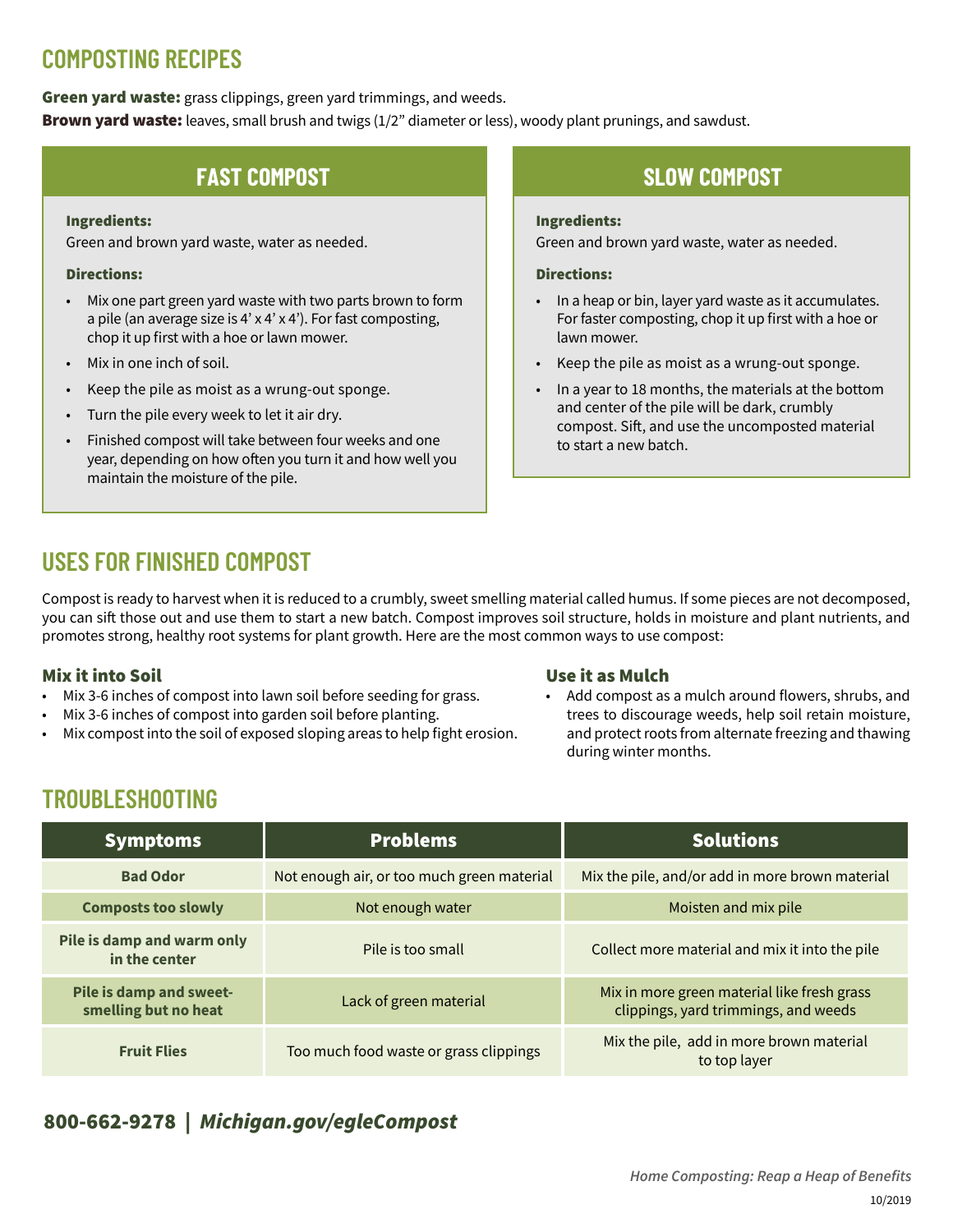## COMPOSTING RECIPES

**Green yard waste:** grass clippings, green yard trimmings, and weeds.

**Brown yard waste:** leaves, small brush and twigs (1/2" diameter or less), woody plant prunings, and sawdust.

### FAST COMPOST

**Ingredients:**

Green and brown yard waste, water as needed.

**Directions:**

- Mix one part green yard waste with two parts brown to form a pile (an average size is 4' x 4' x 4'). For fast composting, chop it up first with a hoe or lawn mower.
- Mix in one inch of soil.
- Keep the pile as moist as a wrung-out sponge.
- Turn the pile every week to let it air dry.
- Finished compost will take between four weeks and one year, depending on how often you turn it and how well you maintain the moisture of the pile.

### SLOW COMPOST

**Ingredients:**

Green and brown yard waste, water as needed.

**Directions:**

- In a heap or bin, layer yard waste as it accumulates. For faster composting, chop it up first with a hoe or lawn mower.
- Keep the pile as moist as a wrung-out sponge.
- In a year to 18 months, the materials at the bottom and center of the pile will be dark, crumbly compost. Sift, and use the uncomposted material to start a new batch.

## USES FOR FINISHED COMPOST

Compost is ready to harvest when it is reduced to a crumbly, sweet smelling material called humus. If some pieces are not decomposed, you can sift those out and use them to start a new batch. Compost improves soil structure, holds in moisture and plant nutrients, and promotes strong, healthy root systems for plant growth. Here are the most common ways to use compost:

### Mix it into Soil

- Mix 3-6 inches of compost into lawn soil before seeding for grass.
- Mix 3-6 inches of compost into garden soil before planting.
- Mix compost into the soil of exposed sloping areas to help fight erosion.

### Use it as Mulch

- Add compost as a mulch around flowers, shrubs, and trees to discourage weeds, help soil retain moisture, and protect roots from alternate freezing and thawing during winter months.

## TROUBLESHOOTING

| Symptoms | Problems | Solutions |
|---|---|---|
| **Bad Odor** | Not enough air, or too much green material | Mix the pile, and/or add in more brown material |
| **Composts too slowly** | Not enough water | Moisten and mix pile |
| **Pile is damp and warm only in the center** | Pile is too small | Collect more material and mix it into the pile |
| **Pile is damp and sweet-smelling but no heat** | Lack of green material | Mix in more green material like fresh grass clippings, yard trimmings, and weeds |
| **Fruit Flies** | Too much food waste or grass clippings | Mix the pile, add in more brown material to top layer |

**800-662-9278 | *Michigan.gov/egleCompost***

*Home Composting: Reap a Heap of Benefits*

10/2019